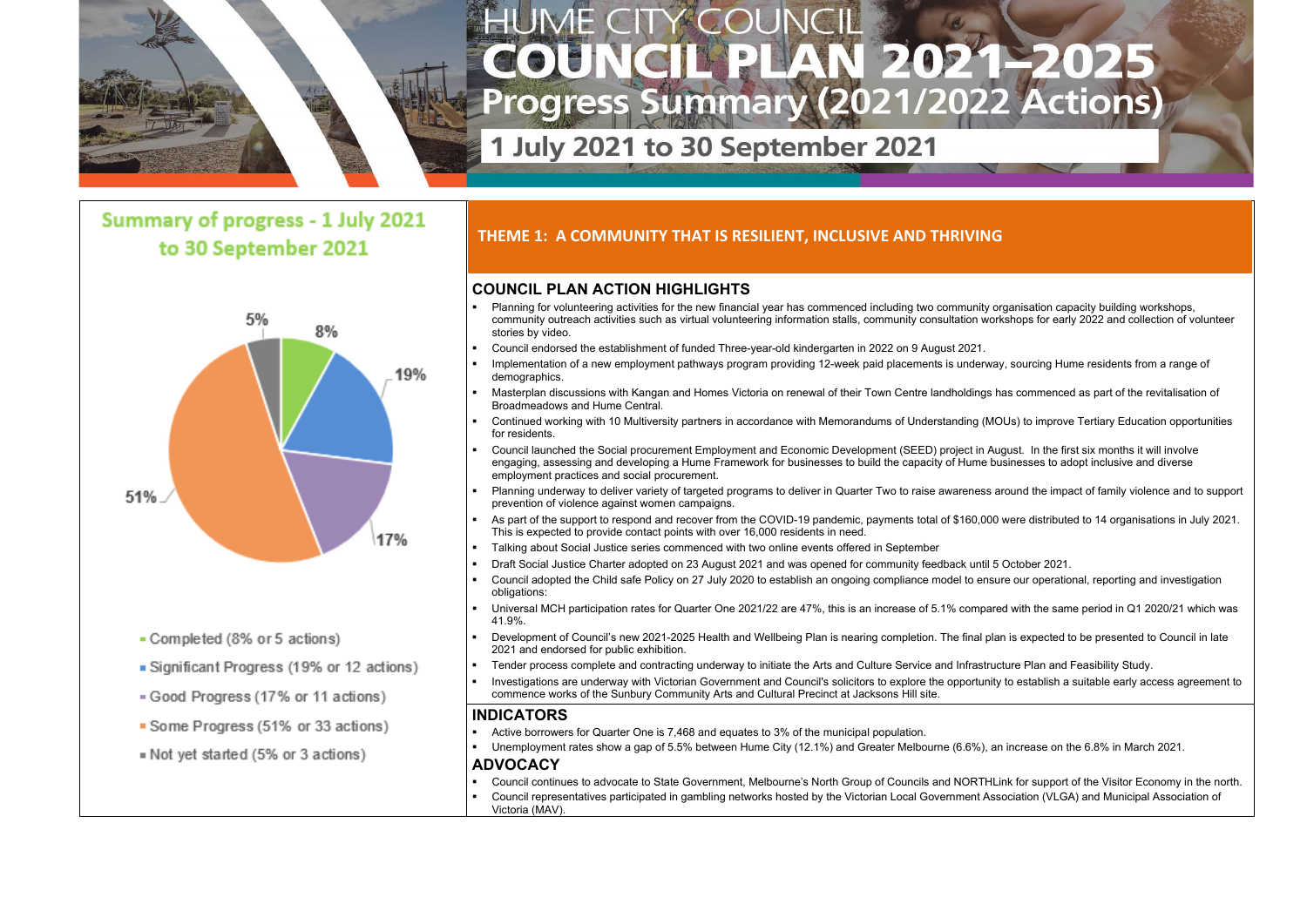# HUME CITY COUNCIL
# COUNCIL PLAN 2021–2025
## Progress Summary (2021/2022 Actions)
### 1 July 2021 to 30 September 2021

## Summary of progress - 1 July 2021 to 30 September 2021

- Completed (8% or 5 actions)
- Significant Progress (19% or 12 actions)
- Good Progress (17% or 11 actions)
- Some Progress (51% or 33 actions)
- Not yet started (5% or 3 actions)

## THEME 1: A COMMUNITY THAT IS RESILIENT, INCLUSIVE AND THRIVING

### COUNCIL PLAN ACTION HIGHLIGHTS

- Planning for volunteering activities for the new financial year has commenced including two community organisation capacity building workshops, community outreach activities such as virtual volunteering information stalls, community consultation workshops for early 2022 and collection of volunteer stories by video.
- Council endorsed the establishment of funded Three-year-old kindergarten in 2022 on 9 August 2021.
- Implementation of a new employment pathways program providing 12-week paid placements is underway, sourcing Hume residents from a range of demographics.
- Masterplan discussions with Kangan and Homes Victoria on renewal of their Town Centre landholdings has commenced as part of the revitalisation of Broadmeadows and Hume Central.
- Continued working with 10 Multiversity partners in accordance with Memorandums of Understanding (MOUs) to improve Tertiary Education opportunities for residents.
- Council launched the Social procurement Employment and Economic Development (SEED) project in August. In the first six months it will involve engaging, assessing and developing a Hume Framework for businesses to build the capacity of Hume businesses to adopt inclusive and diverse employment practices and social procurement.
- Planning underway to deliver variety of targeted programs to deliver in Quarter Two to raise awareness around the impact of family violence and to support prevention of violence against women campaigns.
- As part of the support to respond and recover from the COVID-19 pandemic, payments total of $160,000 were distributed to 14 organisations in July 2021. This is expected to provide contact points with over 16,000 residents in need.
- Talking about Social Justice series commenced with two online events offered in September
- Draft Social Justice Charter adopted on 23 August 2021 and was opened for community feedback until 5 October 2021.
- Council adopted the Child safe Policy on 27 July 2020 to establish an ongoing compliance model to ensure our operational, reporting and investigation obligations:
- Universal MCH participation rates for Quarter One 2021/22 are 47%, this is an increase of 5.1% compared with the same period in Q1 2020/21 which was 41.9%.
- Development of Council's new 2021-2025 Health and Wellbeing Plan is nearing completion. The final plan is expected to be presented to Council in late 2021 and endorsed for public exhibition.
- Tender process complete and contracting underway to initiate the Arts and Culture Service and Infrastructure Plan and Feasibility Study.
- Investigations are underway with Victorian Government and Council's solicitors to explore the opportunity to establish a suitable early access agreement to commence works of the Sunbury Community Arts and Cultural Precinct at Jacksons Hill site.

### INDICATORS

- Active borrowers for Quarter One is 7,468 and equates to 3% of the municipal population.
- Unemployment rates show a gap of 5.5% between Hume City (12.1%) and Greater Melbourne (6.6%), an increase on the 6.8% in March 2021.

### ADVOCACY

- Council continues to advocate to State Government, Melbourne's North Group of Councils and NORTHLink for support of the Visitor Economy in the north.
- Council representatives participated in gambling networks hosted by the Victorian Local Government Association (VLGA) and Municipal Association of Victoria (MAV).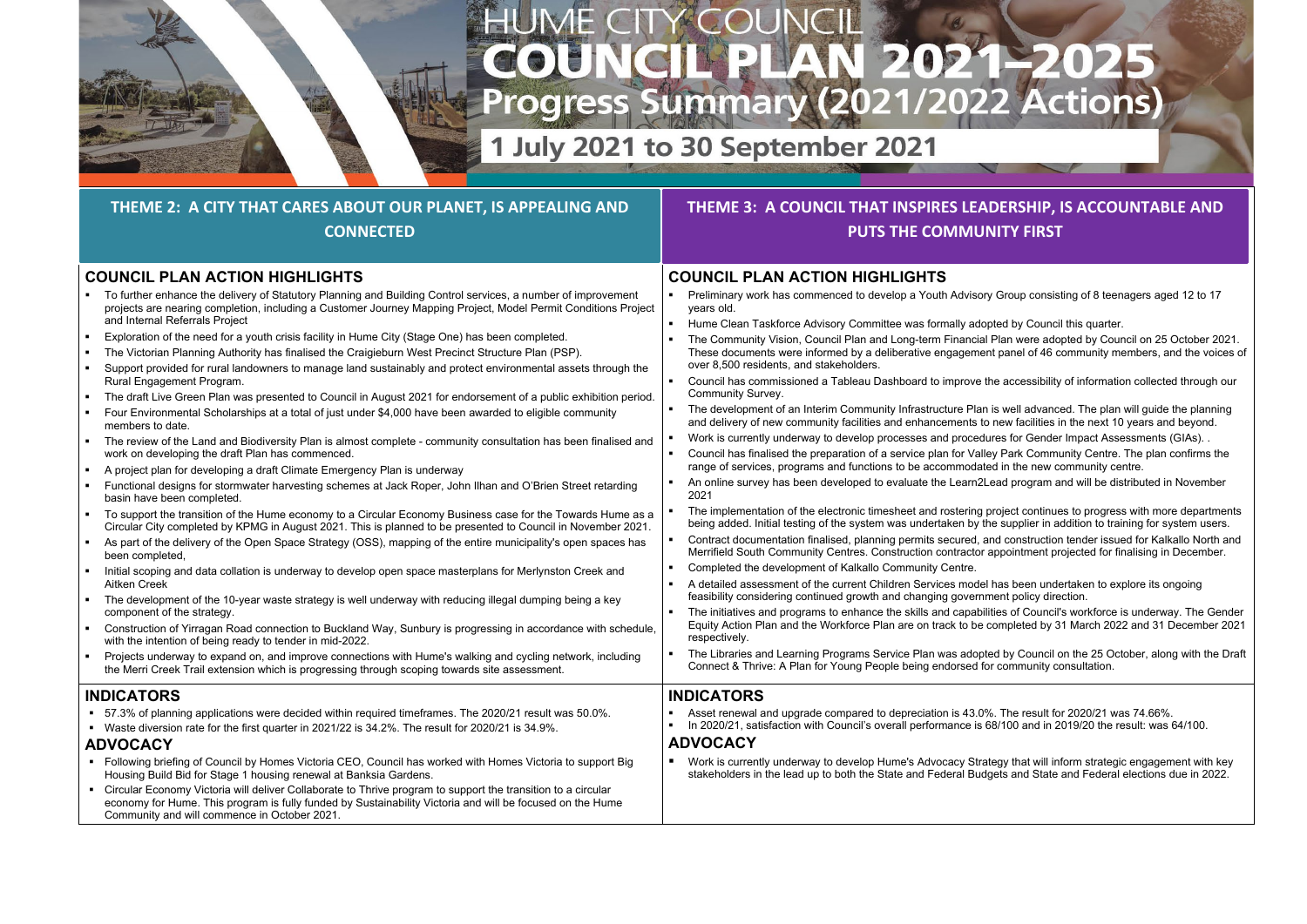# HUME CITY COUNCIL
# COUNCIL PLAN 2021–2025
## Progress Summary (2021/2022 Actions)
## 1 July 2021 to 30 September 2021

## THEME 2: A CITY THAT CARES ABOUT OUR PLANET, IS APPEALING AND CONNECTED

### COUNCIL PLAN ACTION HIGHLIGHTS

- To further enhance the delivery of Statutory Planning and Building Control services, a number of improvement projects are nearing completion, including a Customer Journey Mapping Project, Model Permit Conditions Project and Internal Referrals Project
- Exploration of the need for a youth crisis facility in Hume City (Stage One) has been completed.
- The Victorian Planning Authority has finalised the Craigieburn West Precinct Structure Plan (PSP).
- Support provided for rural landowners to manage land sustainably and protect environmental assets through the Rural Engagement Program.
- The draft Live Green Plan was presented to Council in August 2021 for endorsement of a public exhibition period.
- Four Environmental Scholarships at a total of just under $4,000 have been awarded to eligible community members to date.
- The review of the Land and Biodiversity Plan is almost complete - community consultation has been finalised and work on developing the draft Plan has commenced.
- A project plan for developing a draft Climate Emergency Plan is underway
- Functional designs for stormwater harvesting schemes at Jack Roper, John Ilhan and O'Brien Street retarding basin have been completed.
- To support the transition of the Hume economy to a Circular Economy Business case for the Towards Hume as a Circular City completed by KPMG in August 2021. This is planned to be presented to Council in November 2021.
- As part of the delivery of the Open Space Strategy (OSS), mapping of the entire municipality's open spaces has been completed,
- Initial scoping and data collation is underway to develop open space masterplans for Merlynston Creek and Aitken Creek
- The development of the 10-year waste strategy is well underway with reducing illegal dumping being a key component of the strategy.
- Construction of Yirragan Road connection to Buckland Way, Sunbury is progressing in accordance with schedule, with the intention of being ready to tender in mid-2022.
- Projects underway to expand on, and improve connections with Hume's walking and cycling network, including the Merri Creek Trail extension which is progressing through scoping towards site assessment.

### INDICATORS

- 57.3% of planning applications were decided within required timeframes. The 2020/21 result was 50.0%.
- Waste diversion rate for the first quarter in 2021/22 is 34.2%. The result for 2020/21 is 34.9%.

### ADVOCACY

- Following briefing of Council by Homes Victoria CEO, Council has worked with Homes Victoria to support Big Housing Build Bid for Stage 1 housing renewal at Banksia Gardens.
- Circular Economy Victoria will deliver Collaborate to Thrive program to support the transition to a circular economy for Hume. This program is fully funded by Sustainability Victoria and will be focused on the Hume Community and will commence in October 2021.

## THEME 3: A COUNCIL THAT INSPIRES LEADERSHIP, IS ACCOUNTABLE AND PUTS THE COMMUNITY FIRST

### COUNCIL PLAN ACTION HIGHLIGHTS

- Preliminary work has commenced to develop a Youth Advisory Group consisting of 8 teenagers aged 12 to 17 years old.
- Hume Clean Taskforce Advisory Committee was formally adopted by Council this quarter.
- The Community Vision, Council Plan and Long-term Financial Plan were adopted by Council on 25 October 2021. These documents were informed by a deliberative engagement panel of 46 community members, and the voices of over 8,500 residents, and stakeholders.
- Council has commissioned a Tableau Dashboard to improve the accessibility of information collected through our Community Survey.
- The development of an Interim Community Infrastructure Plan is well advanced. The plan will guide the planning and delivery of new community facilities and enhancements to new facilities in the next 10 years and beyond.
- Work is currently underway to develop processes and procedures for Gender Impact Assessments (GIAs). .
- Council has finalised the preparation of a service plan for Valley Park Community Centre. The plan confirms the range of services, programs and functions to be accommodated in the new community centre.
- An online survey has been developed to evaluate the Learn2Lead program and will be distributed in November 2021
- The implementation of the electronic timesheet and rostering project continues to progress with more departments being added. Initial testing of the system was undertaken by the supplier in addition to training for system users.
- Contract documentation finalised, planning permits secured, and construction tender issued for Kalkallo North and Merrifield South Community Centres. Construction contractor appointment projected for finalising in December.
- Completed the development of Kalkallo Community Centre.
- A detailed assessment of the current Children Services model has been undertaken to explore its ongoing feasibility considering continued growth and changing government policy direction.
- The initiatives and programs to enhance the skills and capabilities of Council's workforce is underway. The Gender Equity Action Plan and the Workforce Plan are on track to be completed by 31 March 2022 and 31 December 2021 respectively.
- The Libraries and Learning Programs Service Plan was adopted by Council on the 25 October, along with the Draft Connect & Thrive: A Plan for Young People being endorsed for community consultation.

### INDICATORS

- Asset renewal and upgrade compared to depreciation is 43.0%. The result for 2020/21 was 74.66%.
- In 2020/21, satisfaction with Council's overall performance is 68/100 and in 2019/20 the result: was 64/100.

### ADVOCACY

- Work is currently underway to develop Hume's Advocacy Strategy that will inform strategic engagement with key stakeholders in the lead up to both the State and Federal Budgets and State and Federal elections due in 2022.